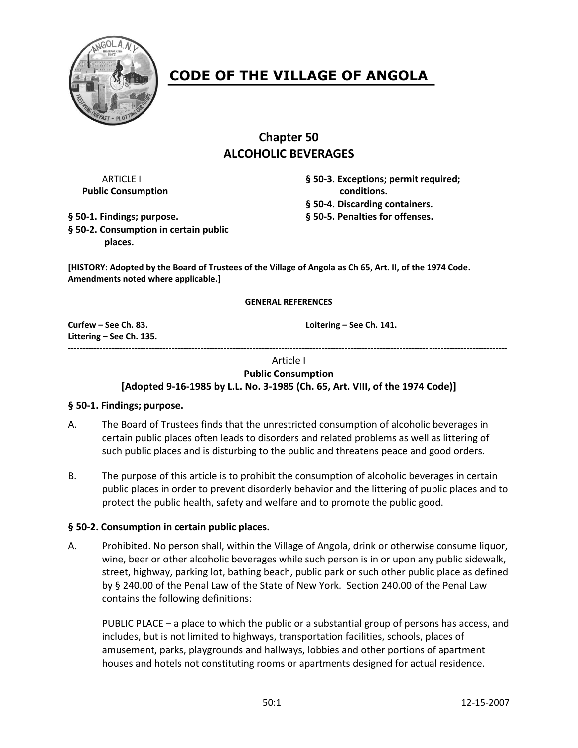# CODE OF THE VILLAGE OF ANGOLA

## Chapter 50
## ALCOHOLIC BEVERAGES

ARTICLE I
**Public Consumption**

**§ 50-1. Findings; purpose.**
**§ 50-2. Consumption in certain public places.**
**§ 50-3. Exceptions; permit required; conditions.**
**§ 50-4. Discarding containers.**
**§ 50-5. Penalties for offenses.**

**[HISTORY: Adopted by the Board of Trustees of the Village of Angola as Ch 65, Art. II, of the 1974 Code. Amendments noted where applicable.]**

**GENERAL REFERENCES**

**Curfew – See Ch. 83.**
**Littering – See Ch. 135.**
**Loitering – See Ch. 141.**

---

Article I
**Public Consumption**
**[Adopted 9-16-1985 by L.L. No. 3-1985 (Ch. 65, Art. VIII, of the 1974 Code)]**

### § 50-1. Findings; purpose.

A. The Board of Trustees finds that the unrestricted consumption of alcoholic beverages in certain public places often leads to disorders and related problems as well as littering of such public places and is disturbing to the public and threatens peace and good orders.

B. The purpose of this article is to prohibit the consumption of alcoholic beverages in certain public places in order to prevent disorderly behavior and the littering of public places and to protect the public health, safety and welfare and to promote the public good.

### § 50-2. Consumption in certain public places.

A. Prohibited. No person shall, within the Village of Angola, drink or otherwise consume liquor, wine, beer or other alcoholic beverages while such person is in or upon any public sidewalk, street, highway, parking lot, bathing beach, public park or such other public place as defined by § 240.00 of the Penal Law of the State of New York. Section 240.00 of the Penal Law contains the following definitions:

PUBLIC PLACE – a place to which the public or a substantial group of persons has access, and includes, but is not limited to highways, transportation facilities, schools, places of amusement, parks, playgrounds and hallways, lobbies and other portions of apartment houses and hotels not constituting rooms or apartments designed for actual residence.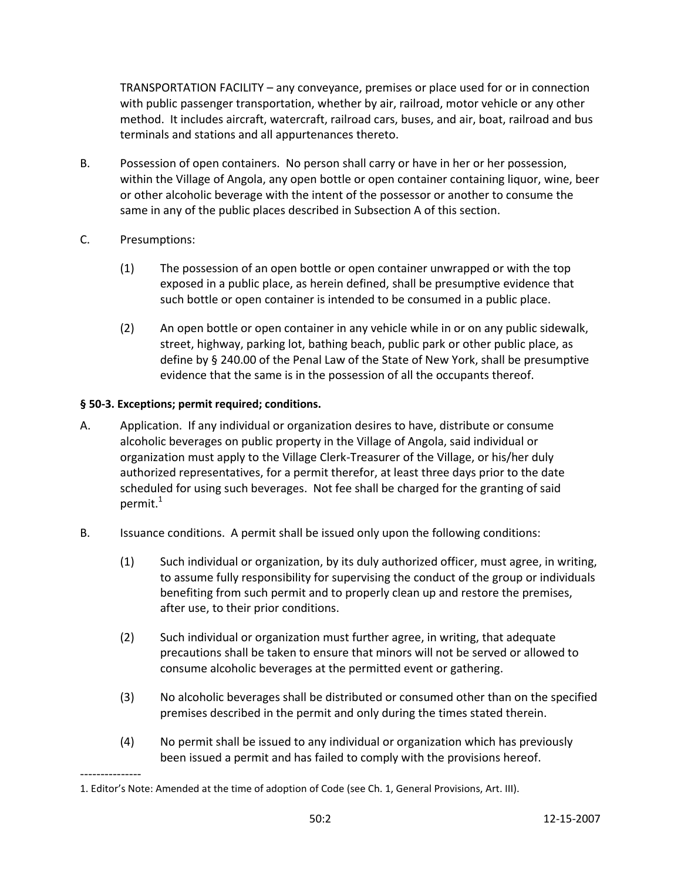TRANSPORTATION FACILITY – any conveyance, premises or place used for or in connection with public passenger transportation, whether by air, railroad, motor vehicle or any other method. It includes aircraft, watercraft, railroad cars, buses, and air, boat, railroad and bus terminals and stations and all appurtenances thereto.

B. Possession of open containers. No person shall carry or have in her or her possession, within the Village of Angola, any open bottle or open container containing liquor, wine, beer or other alcoholic beverage with the intent of the possessor or another to consume the same in any of the public places described in Subsection A of this section.

C. Presumptions:

(1) The possession of an open bottle or open container unwrapped or with the top exposed in a public place, as herein defined, shall be presumptive evidence that such bottle or open container is intended to be consumed in a public place.

(2) An open bottle or open container in any vehicle while in or on any public sidewalk, street, highway, parking lot, bathing beach, public park or other public place, as define by § 240.00 of the Penal Law of the State of New York, shall be presumptive evidence that the same is in the possession of all the occupants thereof.

**§ 50-3. Exceptions; permit required; conditions.**

A. Application. If any individual or organization desires to have, distribute or consume alcoholic beverages on public property in the Village of Angola, said individual or organization must apply to the Village Clerk-Treasurer of the Village, or his/her duly authorized representatives, for a permit therefor, at least three days prior to the date scheduled for using such beverages. Not fee shall be charged for the granting of said permit.[1]

B. Issuance conditions. A permit shall be issued only upon the following conditions:

(1) Such individual or organization, by its duly authorized officer, must agree, in writing, to assume fully responsibility for supervising the conduct of the group or individuals benefiting from such permit and to properly clean up and restore the premises, after use, to their prior conditions.

(2) Such individual or organization must further agree, in writing, that adequate precautions shall be taken to ensure that minors will not be served or allowed to consume alcoholic beverages at the permitted event or gathering.

(3) No alcoholic beverages shall be distributed or consumed other than on the specified premises described in the permit and only during the times stated therein.

(4) No permit shall be issued to any individual or organization which has previously been issued a permit and has failed to comply with the provisions hereof.

---------------

1. Editor's Note: Amended at the time of adoption of Code (see Ch. 1, General Provisions, Art. III).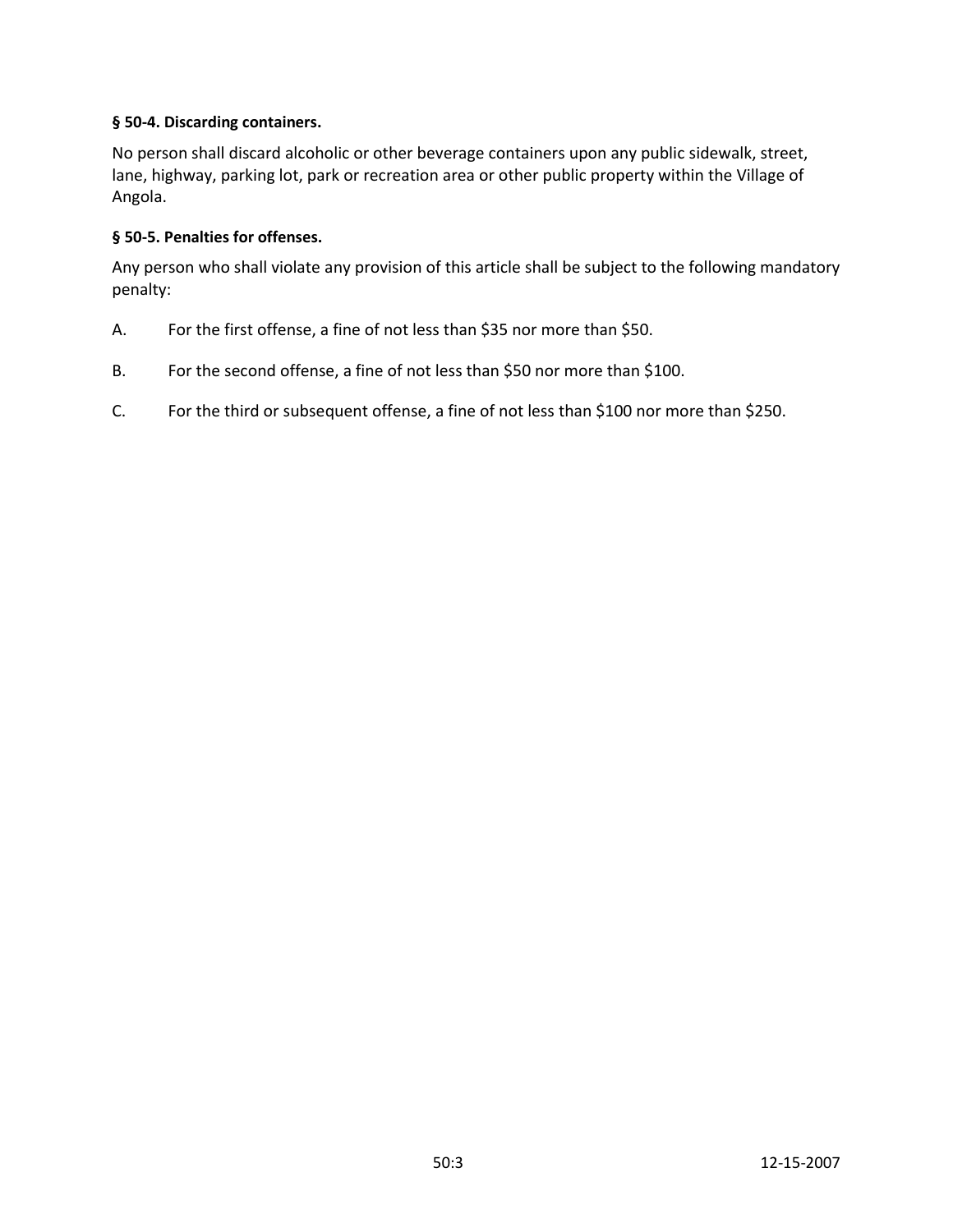**§ 50-4. Discarding containers.**

No person shall discard alcoholic or other beverage containers upon any public sidewalk, street, lane, highway, parking lot, park or recreation area or other public property within the Village of Angola.

**§ 50-5. Penalties for offenses.**

Any person who shall violate any provision of this article shall be subject to the following mandatory penalty:

A. For the first offense, a fine of not less than $35 nor more than $50.

B. For the second offense, a fine of not less than $50 nor more than $100.

C. For the third or subsequent offense, a fine of not less than $100 nor more than $250.